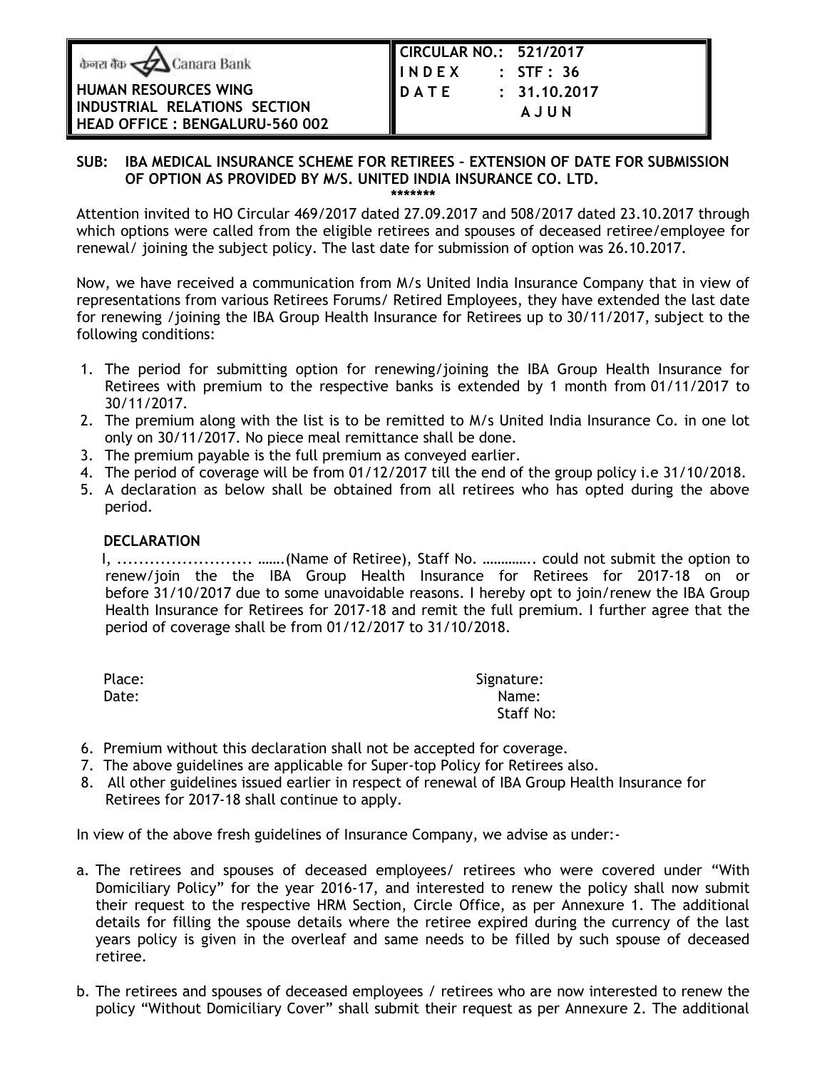| केनरा बैंक Canara Bank<br>**HUMAN RESOURCES WING**<br>**INDUSTRIAL RELATIONS SECTION**<br>**HEAD OFFICE : BENGALURU-560 002** | **CIRCULAR NO.: 521/2017**<br>**I N D E X : STF : 36**<br>**D A T E : 31.10.2017**<br>**A J U N** |
|---|---|

**SUB: IBA MEDICAL INSURANCE SCHEME FOR RETIREES – EXTENSION OF DATE FOR SUBMISSION OF OPTION AS PROVIDED BY M/S. UNITED INDIA INSURANCE CO. LTD.**

*******

Attention invited to HO Circular 469/2017 dated 27.09.2017 and 508/2017 dated 23.10.2017 through which options were called from the eligible retirees and spouses of deceased retiree/employee for renewal/ joining the subject policy. The last date for submission of option was 26.10.2017.

Now, we have received a communication from M/s United India Insurance Company that in view of representations from various Retirees Forums/ Retired Employees, they have extended the last date for renewing /joining the IBA Group Health Insurance for Retirees up to 30/11/2017, subject to the following conditions:

1. The period for submitting option for renewing/joining the IBA Group Health Insurance for Retirees with premium to the respective banks is extended by 1 month from 01/11/2017 to 30/11/2017.
2. The premium along with the list is to be remitted to M/s United India Insurance Co. in one lot only on 30/11/2017. No piece meal remittance shall be done.
3. The premium payable is the full premium as conveyed earlier.
4. The period of coverage will be from 01/12/2017 till the end of the group policy i.e 31/10/2018.
5. A declaration as below shall be obtained from all retirees who has opted during the above period.

**DECLARATION**

I, ......................... …….(Name of Retiree), Staff No. ………….. could not submit the option to renew/join the the IBA Group Health Insurance for Retirees for 2017-18 on or before 31/10/2017 due to some unavoidable reasons. I hereby opt to join/renew the IBA Group Health Insurance for Retirees for 2017-18 and remit the full premium. I further agree that the period of coverage shall be from 01/12/2017 to 31/10/2018.

Place: Signature:
Date: Name:
Staff No:

6. Premium without this declaration shall not be accepted for coverage.
7. The above guidelines are applicable for Super-top Policy for Retirees also.
8. All other guidelines issued earlier in respect of renewal of IBA Group Health Insurance for Retirees for 2017-18 shall continue to apply.

In view of the above fresh guidelines of Insurance Company, we advise as under:-

a. The retirees and spouses of deceased employees/ retirees who were covered under "With Domiciliary Policy" for the year 2016-17, and interested to renew the policy shall now submit their request to the respective HRM Section, Circle Office, as per Annexure 1. The additional details for filling the spouse details where the retiree expired during the currency of the last years policy is given in the overleaf and same needs to be filled by such spouse of deceased retiree.

b. The retirees and spouses of deceased employees / retirees who are now interested to renew the policy "Without Domiciliary Cover" shall submit their request as per Annexure 2. The additional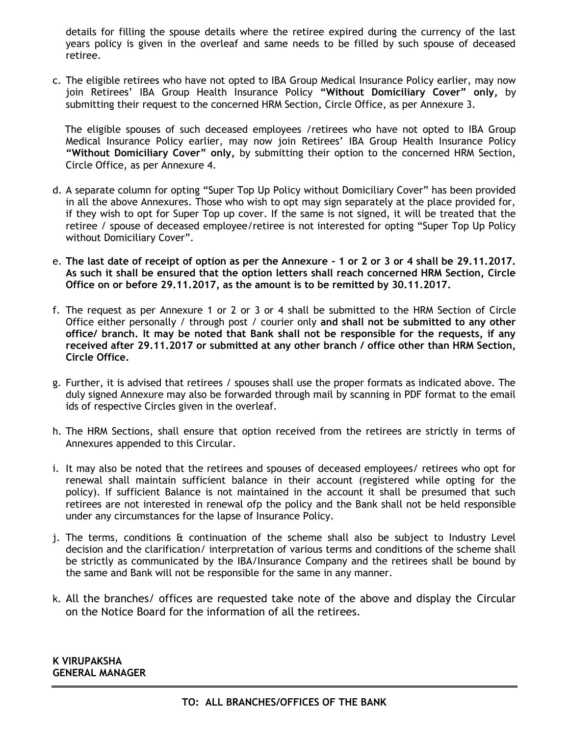details for filling the spouse details where the retiree expired during the currency of the last years policy is given in the overleaf and same needs to be filled by such spouse of deceased retiree.

c. The eligible retirees who have not opted to IBA Group Medical Insurance Policy earlier, may now join Retirees' IBA Group Health Insurance Policy **"Without Domiciliary Cover" only,** by submitting their request to the concerned HRM Section, Circle Office, as per Annexure 3.

   The eligible spouses of such deceased employees /retirees who have not opted to IBA Group Medical Insurance Policy earlier, may now join Retirees' IBA Group Health Insurance Policy **"Without Domiciliary Cover" only,** by submitting their option to the concerned HRM Section, Circle Office, as per Annexure 4.

d. A separate column for opting "Super Top Up Policy without Domiciliary Cover" has been provided in all the above Annexures. Those who wish to opt may sign separately at the place provided for, if they wish to opt for Super Top up cover. If the same is not signed, it will be treated that the retiree / spouse of deceased employee/retiree is not interested for opting "Super Top Up Policy without Domiciliary Cover".

e. **The last date of receipt of option as per the Annexure - 1 or 2 or 3 or 4 shall be 29.11.2017. As such it shall be ensured that the option letters shall reach concerned HRM Section, Circle Office on or before 29.11.2017, as the amount is to be remitted by 30.11.2017.**

f. The request as per Annexure 1 or 2 or 3 or 4 shall be submitted to the HRM Section of Circle Office either personally / through post / courier only **and shall not be submitted to any other office/ branch. It may be noted that Bank shall not be responsible for the requests, if any received after 29.11.2017 or submitted at any other branch / office other than HRM Section, Circle Office.**

g. Further, it is advised that retirees / spouses shall use the proper formats as indicated above. The duly signed Annexure may also be forwarded through mail by scanning in PDF format to the email ids of respective Circles given in the overleaf.

h. The HRM Sections, shall ensure that option received from the retirees are strictly in terms of Annexures appended to this Circular.

i. It may also be noted that the retirees and spouses of deceased employees/ retirees who opt for renewal shall maintain sufficient balance in their account (registered while opting for the policy). If sufficient Balance is not maintained in the account it shall be presumed that such retirees are not interested in renewal ofp the policy and the Bank shall not be held responsible under any circumstances for the lapse of Insurance Policy.

j. The terms, conditions & continuation of the scheme shall also be subject to Industry Level decision and the clarification/ interpretation of various terms and conditions of the scheme shall be strictly as communicated by the IBA/Insurance Company and the retirees shall be bound by the same and Bank will not be responsible for the same in any manner.

k. All the branches/ offices are requested take note of the above and display the Circular on the Notice Board for the information of all the retirees.

**K VIRUPAKSHA**
**GENERAL MANAGER**

---

**TO: ALL BRANCHES/OFFICES OF THE BANK**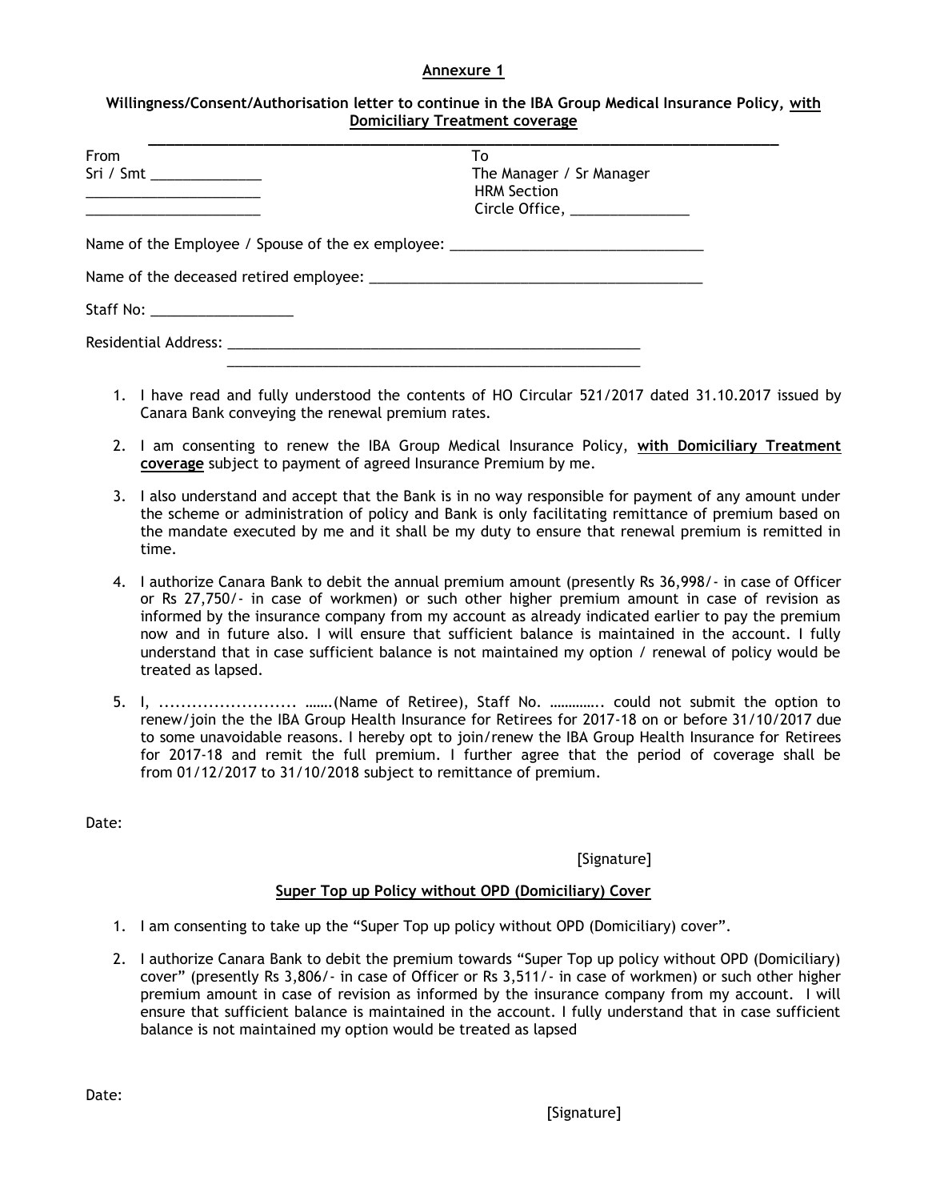## Annexure 1

**Willingness/Consent/Authorisation letter to continue in the IBA Group Medical Insurance Policy, <u>with Domiciliary Treatment coverage</u>**

---

From
Sri / Smt ______________
______________________
______________________

To
The Manager / Sr Manager
HRM Section
Circle Office, _______________

Name of the Employee / Spouse of the ex employee: ________________________________

Name of the deceased retired employee: ___________________________________________

Staff No: __________________

Residential Address: ______________________________________________________
______________________________________________________

1. I have read and fully understood the contents of HO Circular 521/2017 dated 31.10.2017 issued by Canara Bank conveying the renewal premium rates.
2. I am consenting to renew the IBA Group Medical Insurance Policy, **<u>with Domiciliary Treatment coverage</u>** subject to payment of agreed Insurance Premium by me.
3. I also understand and accept that the Bank is in no way responsible for payment of any amount under the scheme or administration of policy and Bank is only facilitating remittance of premium based on the mandate executed by me and it shall be my duty to ensure that renewal premium is remitted in time.
4. I authorize Canara Bank to debit the annual premium amount (presently Rs 36,998/- in case of Officer or Rs 27,750/- in case of workmen) or such other higher premium amount in case of revision as informed by the insurance company from my account as already indicated earlier to pay the premium now and in future also. I will ensure that sufficient balance is maintained in the account. I fully understand that in case sufficient balance is not maintained my option / renewal of policy would be treated as lapsed.
5. I, ......................... …….(Name of Retiree), Staff No. ………….. could not submit the option to renew/join the the IBA Group Health Insurance for Retirees for 2017-18 on or before 31/10/2017 due to some unavoidable reasons. I hereby opt to join/renew the IBA Group Health Insurance for Retirees for 2017-18 and remit the full premium. I further agree that the period of coverage shall be from 01/12/2017 to 31/10/2018 subject to remittance of premium.

Date:

[Signature]

**<u>Super Top up Policy without OPD (Domiciliary) Cover</u>**

1. I am consenting to take up the “Super Top up policy without OPD (Domiciliary) cover”.
2. I authorize Canara Bank to debit the premium towards “Super Top up policy without OPD (Domiciliary) cover” (presently Rs 3,806/- in case of Officer or Rs 3,511/- in case of workmen) or such other higher premium amount in case of revision as informed by the insurance company from my account. I will ensure that sufficient balance is maintained in the account. I fully understand that in case sufficient balance is not maintained my option would be treated as lapsed

Date:

[Signature]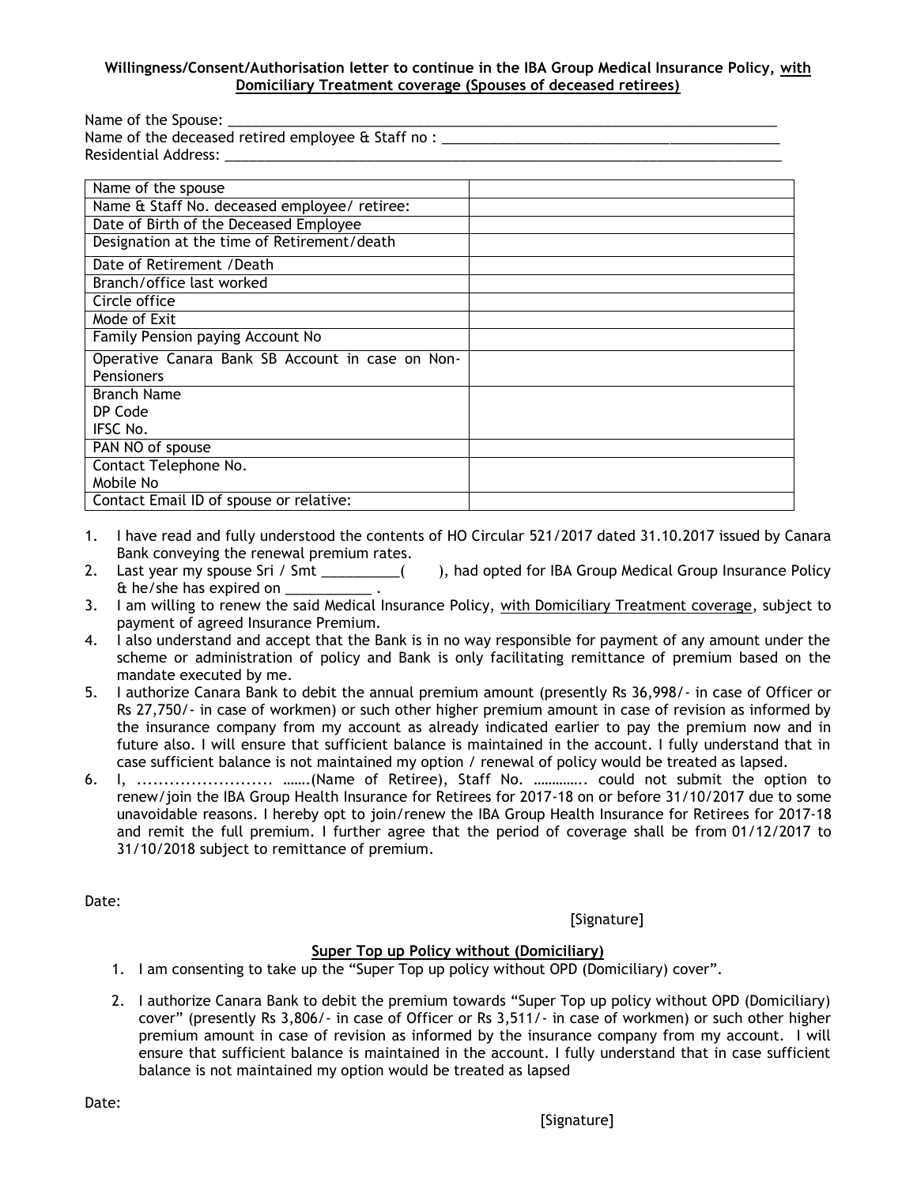**Willingness/Consent/Authorisation letter to continue in the IBA Group Medical Insurance Policy, with Domiciliary Treatment coverage (Spouses of deceased retirees)**

Name of the Spouse: ___________________________________________________________________________

Name of the deceased retired employee & Staff no : ____________________________________________

Residential Address: ___________________________________________________________________________

| Name of the spouse | |
|---|---|
| Name & Staff No. deceased employee/ retiree: | |
| Date of Birth of the Deceased Employee | |
| Designation at the time of Retirement/death | |
| Date of Retirement /Death | |
| Branch/office last worked | |
| Circle office | |
| Mode of Exit | |
| Family Pension paying Account No | |
| Operative Canara Bank SB Account in case on Non-Pensioners | |
| Branch Name<br>DP Code<br>IFSC No. | |
| PAN NO of spouse | |
| Contact Telephone No.<br>Mobile No | |
| Contact Email ID of spouse or relative: | |

1. I have read and fully understood the contents of HO Circular 521/2017 dated 31.10.2017 issued by Canara Bank conveying the renewal premium rates.
2. Last year my spouse Sri / Smt __________(      ), had opted for IBA Group Medical Group Insurance Policy & he/she has expired on ___________ .
3. I am willing to renew the said Medical Insurance Policy, with Domiciliary Treatment coverage, subject to payment of agreed Insurance Premium.
4. I also understand and accept that the Bank is in no way responsible for payment of any amount under the scheme or administration of policy and Bank is only facilitating remittance of premium based on the mandate executed by me.
5. I authorize Canara Bank to debit the annual premium amount (presently Rs 36,998/- in case of Officer or Rs 27,750/- in case of workmen) or such other higher premium amount in case of revision as informed by the insurance company from my account as already indicated earlier to pay the premium now and in future also. I will ensure that sufficient balance is maintained in the account. I fully understand that in case sufficient balance is not maintained my option / renewal of policy would be treated as lapsed.
6. I, ......................... …….(Name of Retiree), Staff No. ………….. could not submit the option to renew/join the IBA Group Health Insurance for Retirees for 2017-18 on or before 31/10/2017 due to some unavoidable reasons. I hereby opt to join/renew the IBA Group Health Insurance for Retirees for 2017-18 and remit the full premium. I further agree that the period of coverage shall be from 01/12/2017 to 31/10/2018 subject to remittance of premium.

Date:

[Signature]

**Super Top up Policy without (Domiciliary)**

1. I am consenting to take up the "Super Top up policy without OPD (Domiciliary) cover".
2. I authorize Canara Bank to debit the premium towards "Super Top up policy without OPD (Domiciliary) cover" (presently Rs 3,806/- in case of Officer or Rs 3,511/- in case of workmen) or such other higher premium amount in case of revision as informed by the insurance company from my account. I will ensure that sufficient balance is maintained in the account. I fully understand that in case sufficient balance is not maintained my option would be treated as lapsed

Date:

[Signature]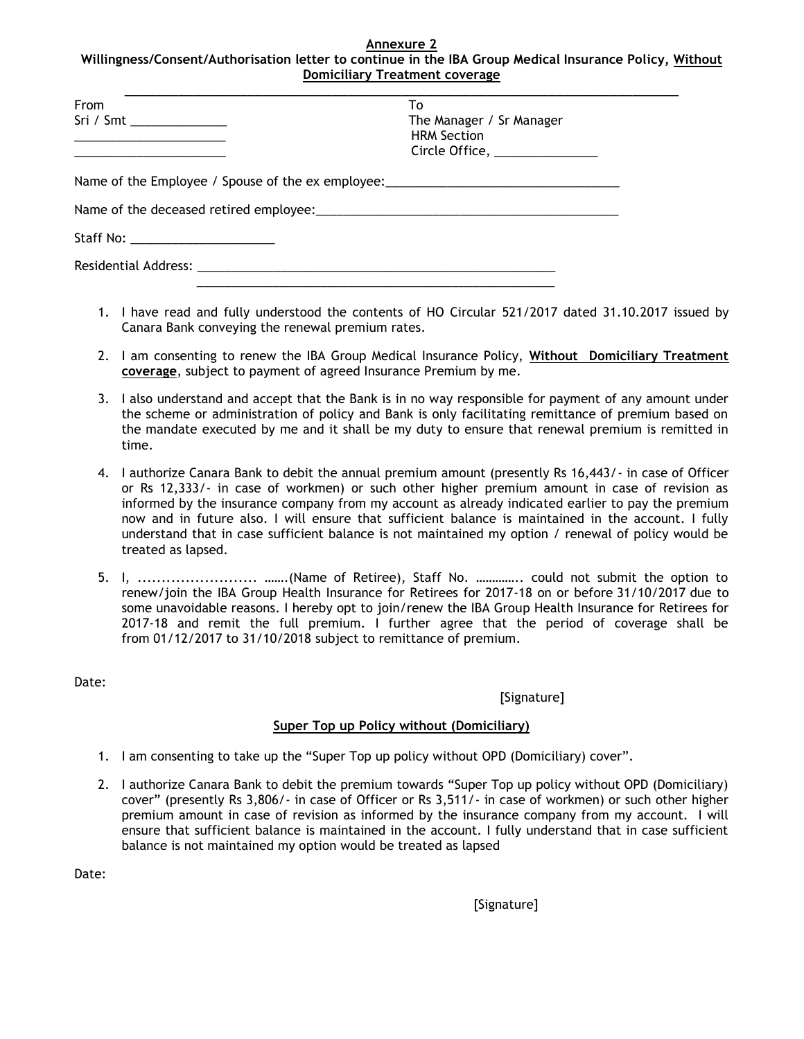**Annexure 2**

**Willingness/Consent/Authorisation letter to continue in the IBA Group Medical Insurance Policy, Without Domiciliary Treatment coverage**

---

From
Sri / Smt ______________
______________________
______________________

To
The Manager / Sr Manager
HRM Section
Circle Office, _______________

Name of the Employee / Spouse of the ex employee:__________________________________

Name of the deceased retired employee:____________________________________________

Staff No: _____________________

Residential Address: ______________________________________________________
______________________________________________________

1. I have read and fully understood the contents of HO Circular 521/2017 dated 31.10.2017 issued by Canara Bank conveying the renewal premium rates.
2. I am consenting to renew the IBA Group Medical Insurance Policy, **Without Domiciliary Treatment coverage**, subject to payment of agreed Insurance Premium by me.
3. I also understand and accept that the Bank is in no way responsible for payment of any amount under the scheme or administration of policy and Bank is only facilitating remittance of premium based on the mandate executed by me and it shall be my duty to ensure that renewal premium is remitted in time.
4. I authorize Canara Bank to debit the annual premium amount (presently Rs 16,443/- in case of Officer or Rs 12,333/- in case of workmen) or such other higher premium amount in case of revision as informed by the insurance company from my account as already indicated earlier to pay the premium now and in future also. I will ensure that sufficient balance is maintained in the account. I fully understand that in case sufficient balance is not maintained my option / renewal of policy would be treated as lapsed.
5. I, ......................... …….(Name of Retiree), Staff No. ………….. could not submit the option to renew/join the IBA Group Health Insurance for Retirees for 2017-18 on or before 31/10/2017 due to some unavoidable reasons. I hereby opt to join/renew the IBA Group Health Insurance for Retirees for 2017-18 and remit the full premium. I further agree that the period of coverage shall be from 01/12/2017 to 31/10/2018 subject to remittance of premium.

Date:

[Signature]

**Super Top up Policy without (Domiciliary)**

1. I am consenting to take up the "Super Top up policy without OPD (Domiciliary) cover".
2. I authorize Canara Bank to debit the premium towards "Super Top up policy without OPD (Domiciliary) cover" (presently Rs 3,806/- in case of Officer or Rs 3,511/- in case of workmen) or such other higher premium amount in case of revision as informed by the insurance company from my account. I will ensure that sufficient balance is maintained in the account. I fully understand that in case sufficient balance is not maintained my option would be treated as lapsed

Date:

[Signature]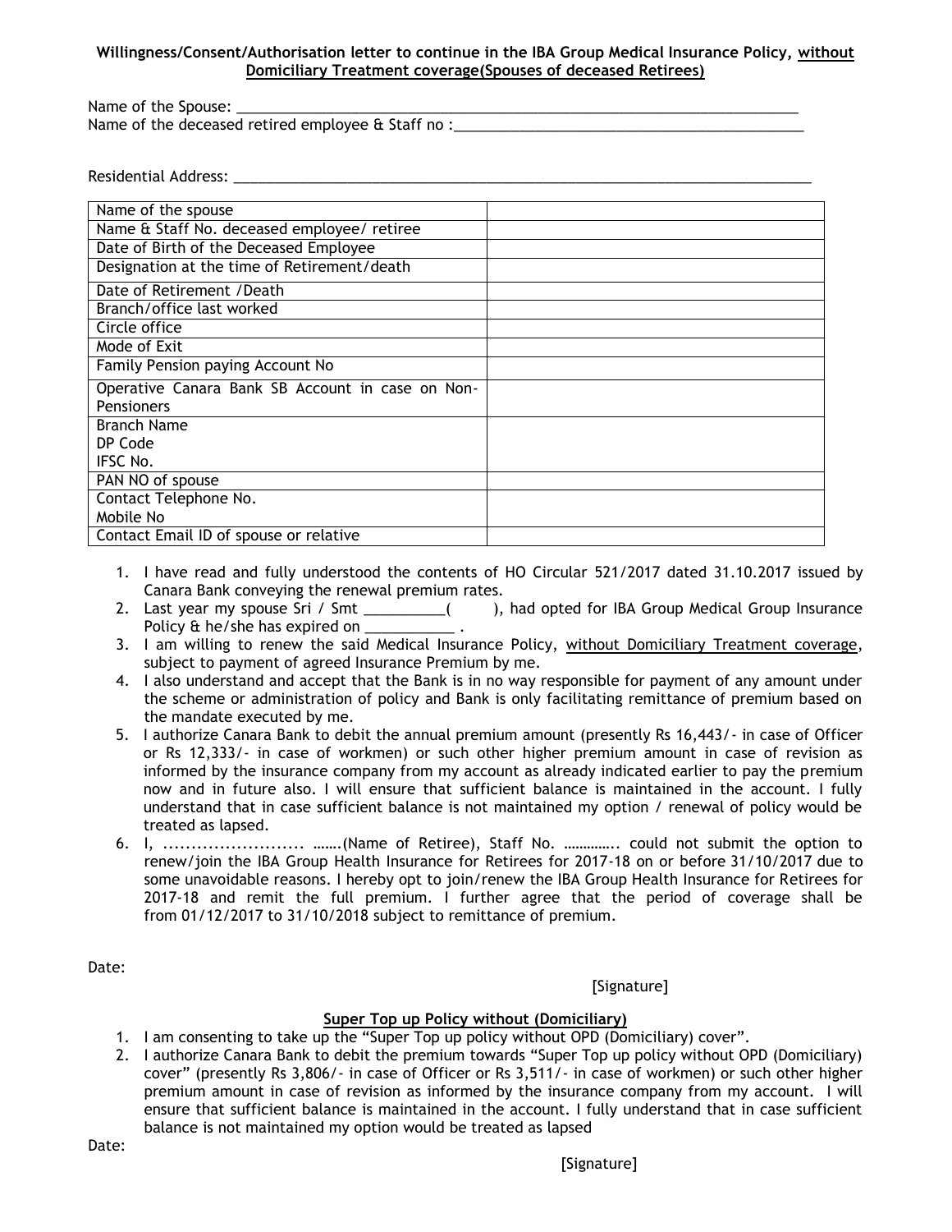**Willingness/Consent/Authorisation letter to continue in the IBA Group Medical Insurance Policy, <u>without Domiciliary Treatment coverage(Spouses of deceased Retirees)</u>**

Name of the Spouse: ___________________________________________________________________________

Name of the deceased retired employee & Staff no :_____________________________________________

Residential Address: ___________________________________________________________________________

| | |
|---|---|
| Name of the spouse | |
| Name & Staff No. deceased employee/ retiree | |
| Date of Birth of the Deceased Employee | |
| Designation at the time of Retirement/death | |
| Date of Retirement /Death | |
| Branch/office last worked | |
| Circle office | |
| Mode of Exit | |
| Family Pension paying Account No | |
| Operative Canara Bank SB Account in case on Non-Pensioners | |
| Branch Name<br>DP Code<br>IFSC No. | |
| PAN NO of spouse | |
| Contact Telephone No.<br>Mobile No | |
| Contact Email ID of spouse or relative | |

1. I have read and fully understood the contents of HO Circular 521/2017 dated 31.10.2017 issued by Canara Bank conveying the renewal premium rates.
2. Last year my spouse Sri / Smt __________(        ), had opted for IBA Group Medical Group Insurance Policy & he/she has expired on ___________ .
3. I am willing to renew the said Medical Insurance Policy, <u>without Domiciliary Treatment coverage</u>, subject to payment of agreed Insurance Premium by me.
4. I also understand and accept that the Bank is in no way responsible for payment of any amount under the scheme or administration of policy and Bank is only facilitating remittance of premium based on the mandate executed by me.
5. I authorize Canara Bank to debit the annual premium amount (presently Rs 16,443/- in case of Officer or Rs 12,333/- in case of workmen) or such other higher premium amount in case of revision as informed by the insurance company from my account as already indicated earlier to pay the premium now and in future also. I will ensure that sufficient balance is maintained in the account. I fully understand that in case sufficient balance is not maintained my option / renewal of policy would be treated as lapsed.
6. I, ......................... …….(Name of Retiree), Staff No. ………….. could not submit the option to renew/join the IBA Group Health Insurance for Retirees for 2017-18 on or before 31/10/2017 due to some unavoidable reasons. I hereby opt to join/renew the IBA Group Health Insurance for Retirees for 2017-18 and remit the full premium. I further agree that the period of coverage shall be from 01/12/2017 to 31/10/2018 subject to remittance of premium.

Date:

[Signature]

**<u>Super Top up Policy without (Domiciliary)</u>**

1. I am consenting to take up the "Super Top up policy without OPD (Domiciliary) cover".
2. I authorize Canara Bank to debit the premium towards "Super Top up policy without OPD (Domiciliary) cover" (presently Rs 3,806/- in case of Officer or Rs 3,511/- in case of workmen) or such other higher premium amount in case of revision as informed by the insurance company from my account. I will ensure that sufficient balance is maintained in the account. I fully understand that in case sufficient balance is not maintained my option would be treated as lapsed

Date:

[Signature]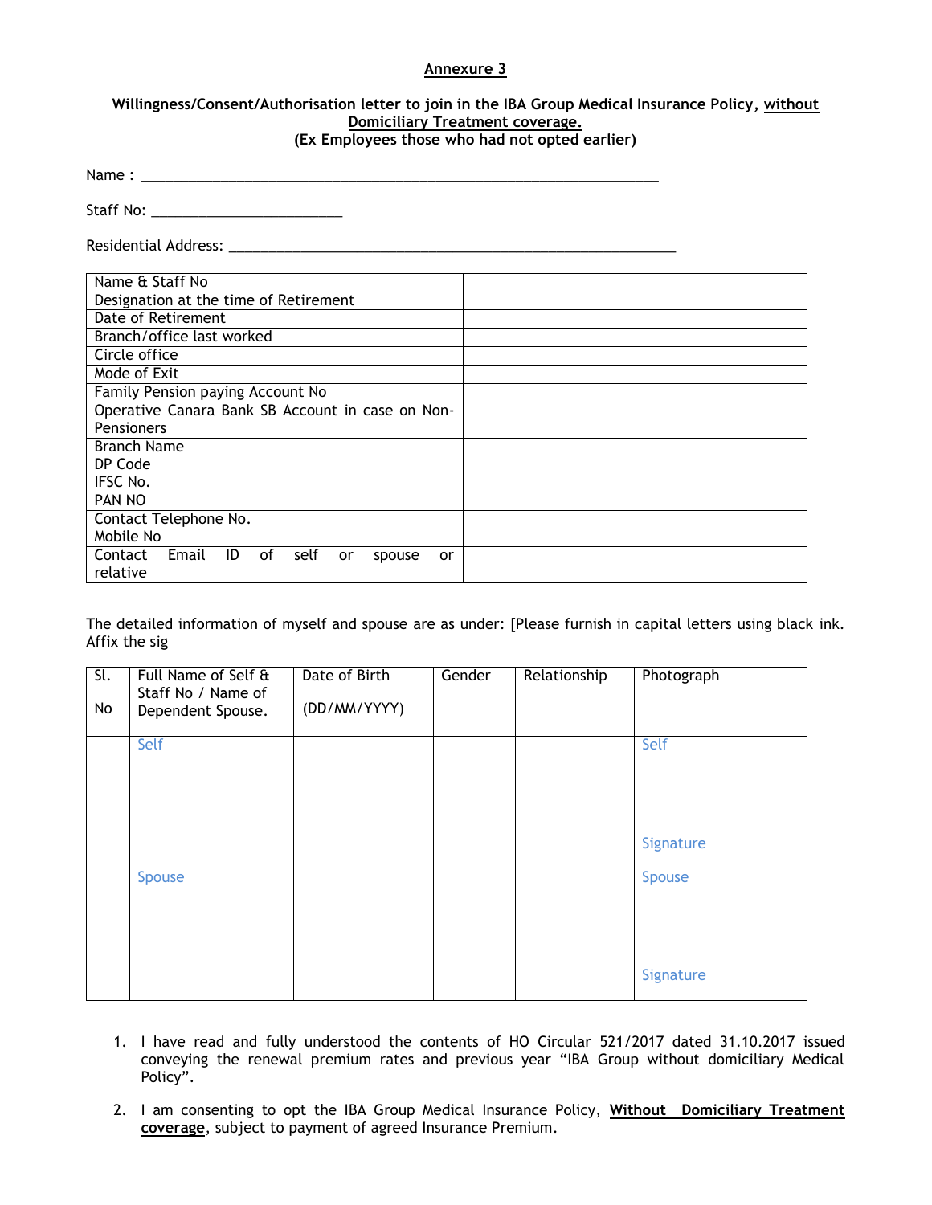**Annexure 3**

**Willingness/Consent/Authorisation letter to join in the IBA Group Medical Insurance Policy, <u>without Domiciliary Treatment coverage.</u>**
**(Ex Employees those who had not opted earlier)**

Name : ______________________________________________________________________

Staff No: _________________________

Residential Address: ___________________________________________________________

| | |
|---|---|
| Name & Staff No | |
| Designation at the time of Retirement | |
| Date of Retirement | |
| Branch/office last worked | |
| Circle office | |
| Mode of Exit | |
| Family Pension paying Account No | |
| Operative Canara Bank SB Account in case on Non-Pensioners | |
| Branch Name<br>DP Code<br>IFSC No. | |
| PAN NO | |
| Contact Telephone No.<br>Mobile No | |
| Contact Email ID of self or spouse or relative | |

The detailed information of myself and spouse are as under: [Please furnish in capital letters using black ink. Affix the sig

| Sl. No | Full Name of Self & Staff No / Name of Dependent Spouse. | Date of Birth (DD/MM/YYYY) | Gender | Relationship | Photograph |
|---|---|---|---|---|---|
| | Self | | | | Self<br><br>Signature |
| | Spouse | | | | Spouse<br><br>Signature |

1. I have read and fully understood the contents of HO Circular 521/2017 dated 31.10.2017 issued conveying the renewal premium rates and previous year "IBA Group without domiciliary Medical Policy".

2. I am consenting to opt the IBA Group Medical Insurance Policy, **<u>Without Domiciliary Treatment coverage</u>**, subject to payment of agreed Insurance Premium.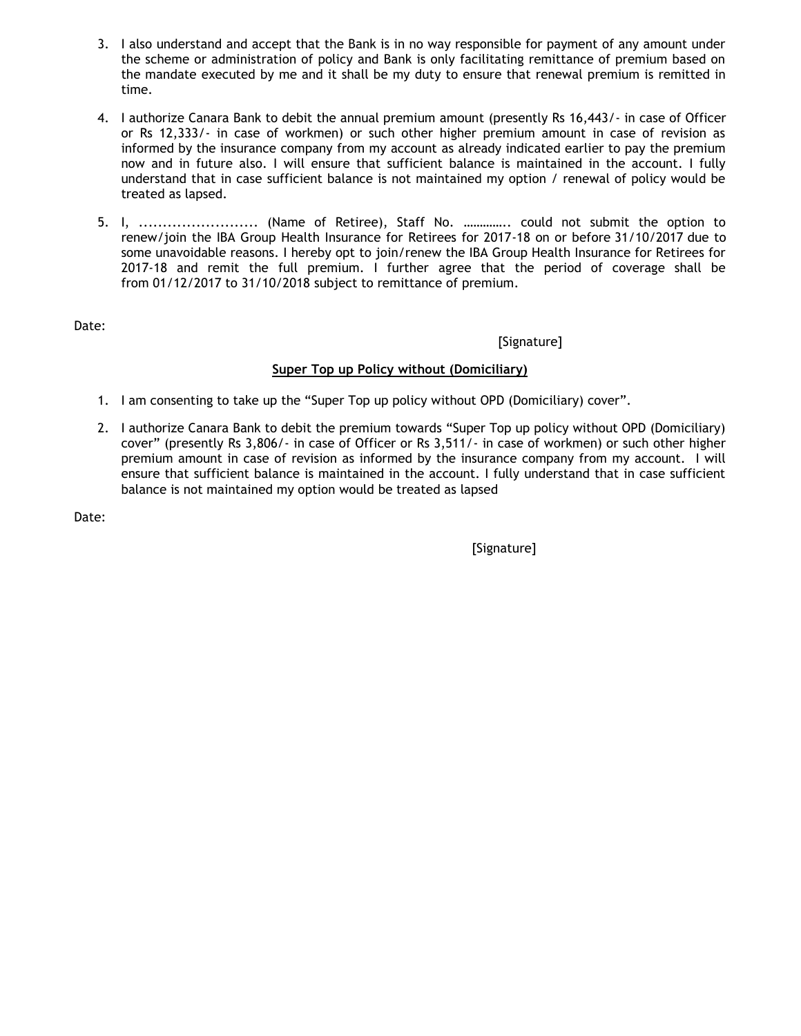3. I also understand and accept that the Bank is in no way responsible for payment of any amount under the scheme or administration of policy and Bank is only facilitating remittance of premium based on the mandate executed by me and it shall be my duty to ensure that renewal premium is remitted in time.

4. I authorize Canara Bank to debit the annual premium amount (presently Rs 16,443/- in case of Officer or Rs 12,333/- in case of workmen) or such other higher premium amount in case of revision as informed by the insurance company from my account as already indicated earlier to pay the premium now and in future also. I will ensure that sufficient balance is maintained in the account. I fully understand that in case sufficient balance is not maintained my option / renewal of policy would be treated as lapsed.

5. I, ......................... (Name of Retiree), Staff No. ………….. could not submit the option to renew/join the IBA Group Health Insurance for Retirees for 2017-18 on or before 31/10/2017 due to some unavoidable reasons. I hereby opt to join/renew the IBA Group Health Insurance for Retirees for 2017-18 and remit the full premium. I further agree that the period of coverage shall be from 01/12/2017 to 31/10/2018 subject to remittance of premium.

Date:

[Signature]

**Super Top up Policy without (Domiciliary)**

1. I am consenting to take up the "Super Top up policy without OPD (Domiciliary) cover".

2. I authorize Canara Bank to debit the premium towards "Super Top up policy without OPD (Domiciliary) cover" (presently Rs 3,806/- in case of Officer or Rs 3,511/- in case of workmen) or such other higher premium amount in case of revision as informed by the insurance company from my account. I will ensure that sufficient balance is maintained in the account. I fully understand that in case sufficient balance is not maintained my option would be treated as lapsed

Date:

[Signature]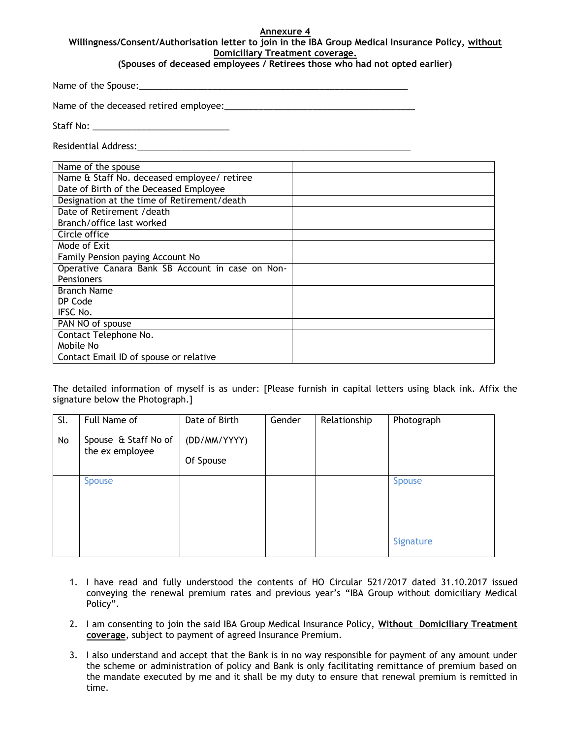**Annexure 4**

**Willingness/Consent/Authorisation letter to join in the IBA Group Medical Insurance Policy, <u>without Domiciliary Treatment coverage.</u>**

**(Spouses of deceased employees / Retirees those who had not opted earlier)**

Name of the Spouse:_______________________________________________________

Name of the deceased retired employee:_____________________________________

Staff No: ___________________________

Residential Address:_______________________________________________________

| Name of the spouse | |
|---|---|
| Name & Staff No. deceased employee/ retiree | |
| Date of Birth of the Deceased Employee | |
| Designation at the time of Retirement/death | |
| Date of Retirement /death | |
| Branch/office last worked | |
| Circle office | |
| Mode of Exit | |
| Family Pension paying Account No | |
| Operative Canara Bank SB Account in case on Non-Pensioners | |
| Branch Name<br>DP Code<br>IFSC No. | |
| PAN NO of spouse | |
| Contact Telephone No.<br>Mobile No | |
| Contact Email ID of spouse or relative | |

The detailed information of myself is as under: [Please furnish in capital letters using black ink. Affix the signature below the Photograph.]

| Sl. No | Full Name of Spouse & Staff No of the ex employee | Date of Birth (DD/MM/YYYY) Of Spouse | Gender | Relationship | Photograph |
|---|---|---|---|---|---|
| | Spouse | | | | Spouse<br><br>Signature |

1. I have read and fully understood the contents of HO Circular 521/2017 dated 31.10.2017 issued conveying the renewal premium rates and previous year's "IBA Group without domiciliary Medical Policy".

2. I am consenting to join the said IBA Group Medical Insurance Policy, **<u>Without Domiciliary Treatment coverage</u>**, subject to payment of agreed Insurance Premium.

3. I also understand and accept that the Bank is in no way responsible for payment of any amount under the scheme or administration of policy and Bank is only facilitating remittance of premium based on the mandate executed by me and it shall be my duty to ensure that renewal premium is remitted in time.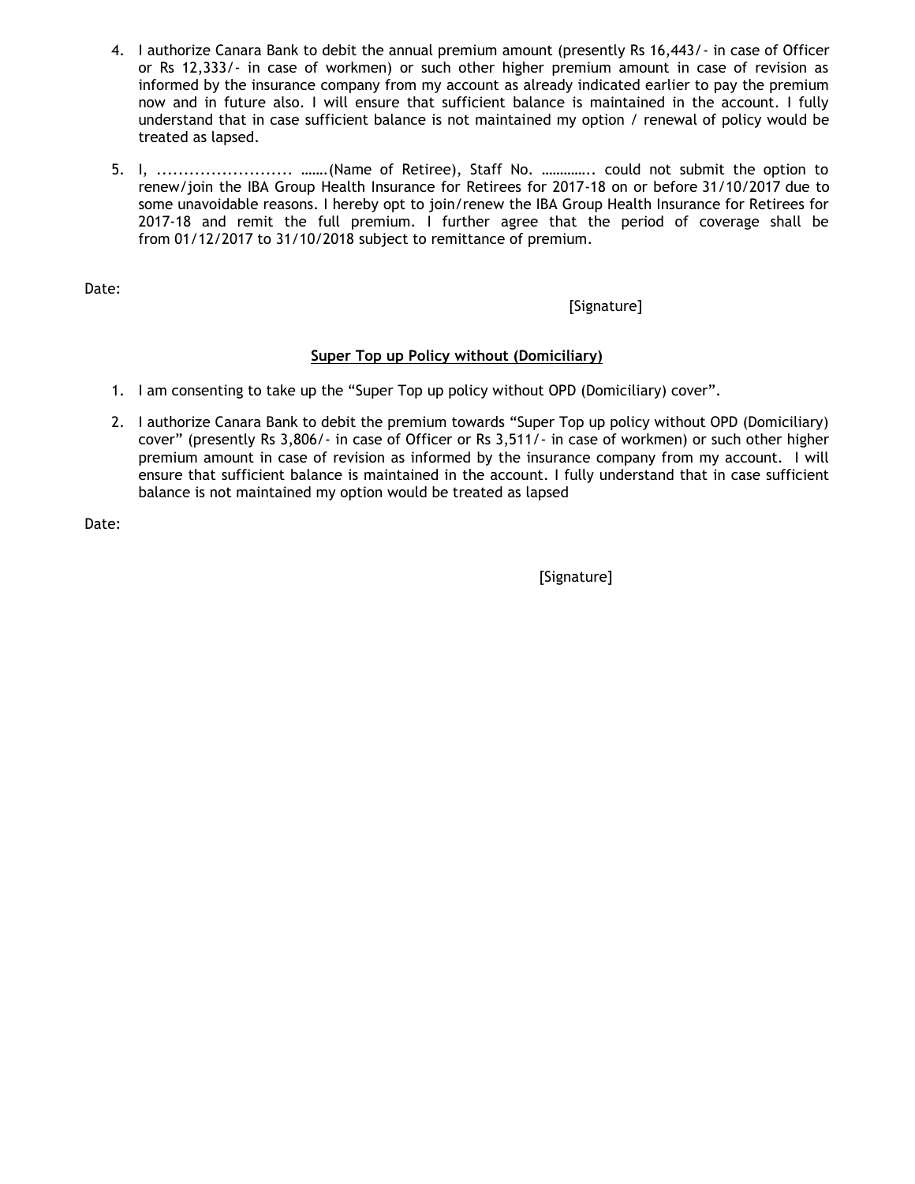4. I authorize Canara Bank to debit the annual premium amount (presently Rs 16,443/- in case of Officer or Rs 12,333/- in case of workmen) or such other higher premium amount in case of revision as informed by the insurance company from my account as already indicated earlier to pay the premium now and in future also. I will ensure that sufficient balance is maintained in the account. I fully understand that in case sufficient balance is not maintained my option / renewal of policy would be treated as lapsed.

5. I, ......................... …….(Name of Retiree), Staff No. ………….. could not submit the option to renew/join the IBA Group Health Insurance for Retirees for 2017-18 on or before 31/10/2017 due to some unavoidable reasons. I hereby opt to join/renew the IBA Group Health Insurance for Retirees for 2017-18 and remit the full premium. I further agree that the period of coverage shall be from 01/12/2017 to 31/10/2018 subject to remittance of premium.

Date:

[Signature]

**Super Top up Policy without (Domiciliary)**

1. I am consenting to take up the "Super Top up policy without OPD (Domiciliary) cover".

2. I authorize Canara Bank to debit the premium towards "Super Top up policy without OPD (Domiciliary) cover" (presently Rs 3,806/- in case of Officer or Rs 3,511/- in case of workmen) or such other higher premium amount in case of revision as informed by the insurance company from my account. I will ensure that sufficient balance is maintained in the account. I fully understand that in case sufficient balance is not maintained my option would be treated as lapsed

Date:

[Signature]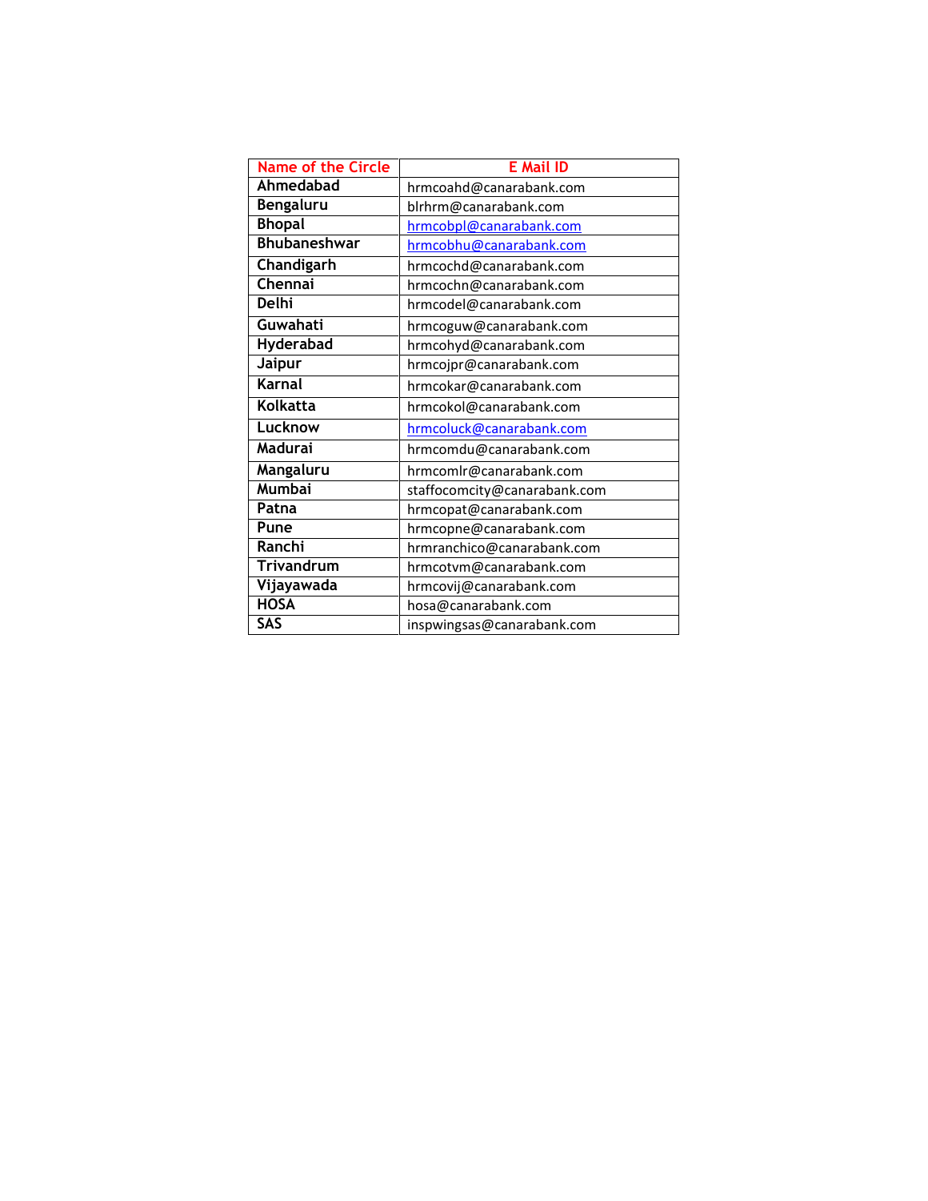| Name of the Circle | E Mail ID |
|---|---|
| Ahmedabad | hrmcoahd@canarabank.com |
| Bengaluru | blrhrm@canarabank.com |
| Bhopal | hrmcobpl@canarabank.com |
| Bhubaneshwar | hrmcobhu@canarabank.com |
| Chandigarh | hrmcochd@canarabank.com |
| Chennai | hrmcochn@canarabank.com |
| Delhi | hrmcodel@canarabank.com |
| Guwahati | hrmcoguw@canarabank.com |
| Hyderabad | hrmcohyd@canarabank.com |
| Jaipur | hrmcojpr@canarabank.com |
| Karnal | hrmcokar@canarabank.com |
| Kolkatta | hrmcokol@canarabank.com |
| Lucknow | hrmcoluck@canarabank.com |
| Madurai | hrmcomdu@canarabank.com |
| Mangaluru | hrmcomlr@canarabank.com |
| Mumbai | staffocomcity@canarabank.com |
| Patna | hrmcopat@canarabank.com |
| Pune | hrmcopne@canarabank.com |
| Ranchi | hrmranchico@canarabank.com |
| Trivandrum | hrmcotvm@canarabank.com |
| Vijayawada | hrmcovij@canarabank.com |
| HOSA | hosa@canarabank.com |
| SAS | inspwingsas@canarabank.com |